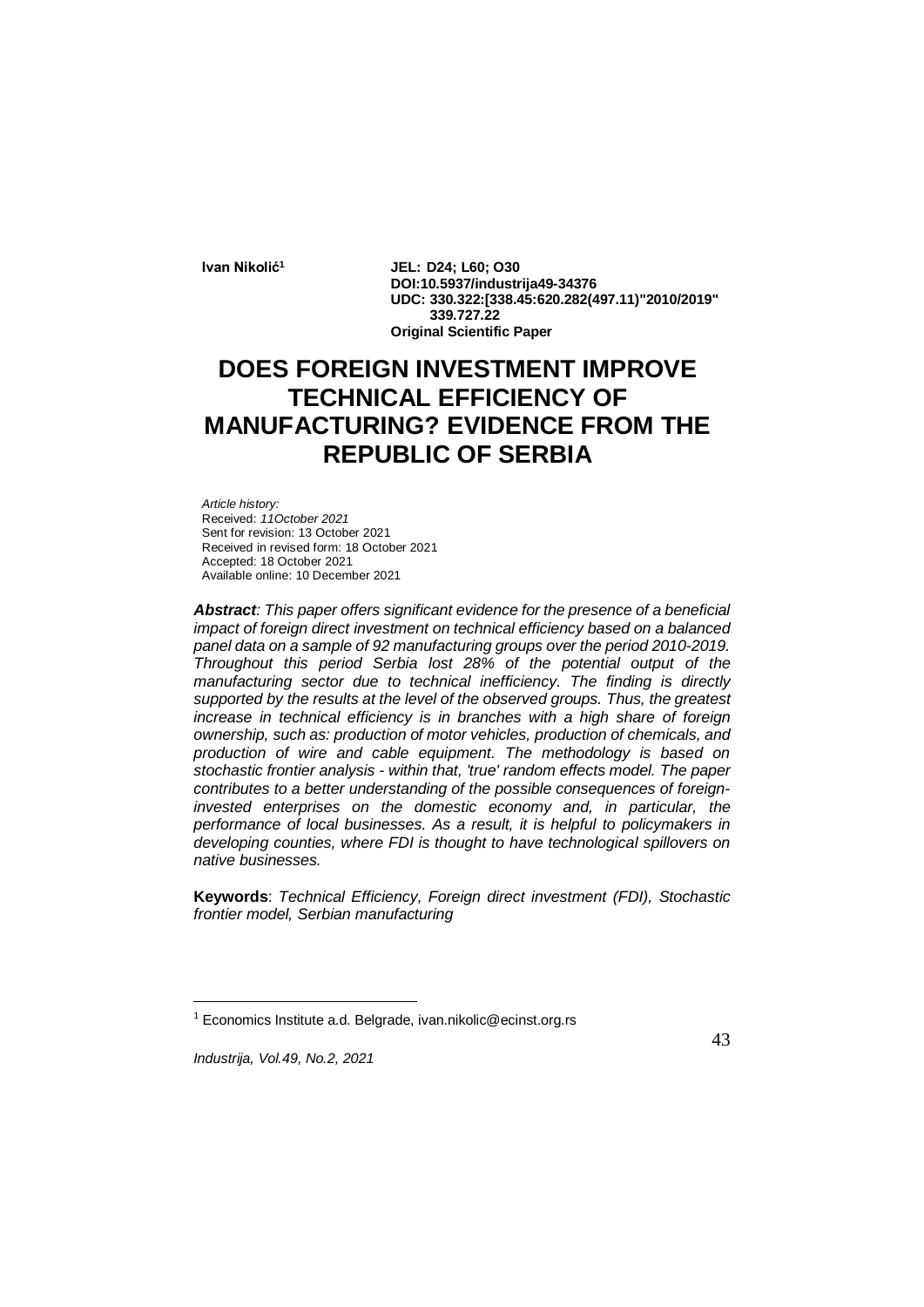**Ivan Nikolić**[1]

**JEL: D24; L60; O30**
**DOI:10.5937/industrija49-34376**
**UDC: 330.322:[338.45:620.282(497.11)"2010/2019" 339.727.22**
**Original Scientific Paper**

# DOES FOREIGN INVESTMENT IMPROVE TECHNICAL EFFICIENCY OF MANUFACTURING? EVIDENCE FROM THE REPUBLIC OF SERBIA

*Article history:*
Received: *11October 2021*
Sent for revision: 13 October 2021
Received in revised form: 18 October 2021
Accepted: 18 October 2021
Available online: 10 December 2021

***Abstract**: This paper offers significant evidence for the presence of a beneficial impact of foreign direct investment on technical efficiency based on a balanced panel data on a sample of 92 manufacturing groups over the period 2010-2019. Throughout this period Serbia lost 28% of the potential output of the manufacturing sector due to technical inefficiency. The finding is directly supported by the results at the level of the observed groups. Thus, the greatest increase in technical efficiency is in branches with a high share of foreign ownership, such as: production of motor vehicles, production of chemicals, and production of wire and cable equipment. The methodology is based on stochastic frontier analysis - within that, 'true' random effects model. The paper contributes to a better understanding of the possible consequences of foreign-invested enterprises on the domestic economy and, in particular, the performance of local businesses. As a result, it is helpful to policymakers in developing counties, where FDI is thought to have technological spillovers on native businesses.*

**Keywords**: *Technical Efficiency, Foreign direct investment (FDI), Stochastic frontier model, Serbian manufacturing*

[1] Economics Institute a.d. Belgrade, ivan.nikolic@ecinst.org.rs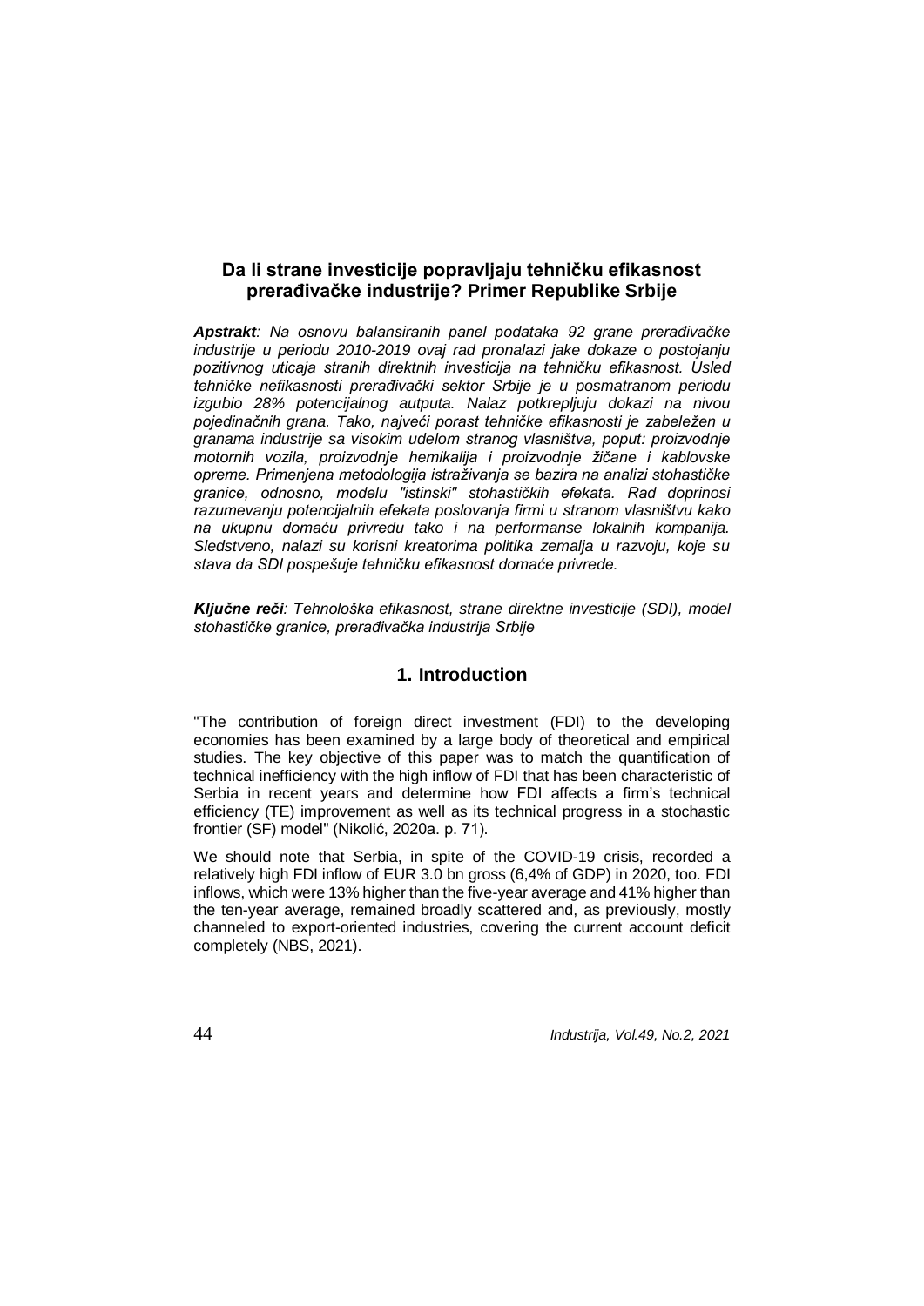## Da li strane investicije popravljaju tehničku efikasnost prerađivačke industrije? Primer Republike Srbije

***Apstrakt**: Na osnovu balansiranih panel podataka 92 grane prerađivačke industrije u periodu 2010-2019 ovaj rad pronalazi jake dokaze o postojanju pozitivnog uticaja stranih direktnih investicija na tehničku efikasnost. Usled tehničke nefikasnosti prerađivački sektor Srbije je u posmatranom periodu izgubio 28% potencijalnog autputa. Nalaz potkrepljuju dokazi na nivou pojedinačnih grana. Tako, najveći porast tehničke efikasnosti je zabeležen u granama industrije sa visokim udelom stranog vlasništva, poput: proizvodnje motornih vozila, proizvodnje hemikalija i proizvodnje žičane i kablovske opreme. Primenjena metodologija istraživanja se bazira na analizi stohastičke granice, odnosno, modelu "istinski" stohastičkih efekata. Rad doprinosi razumevanju potencijalnih efekata poslovanja firmi u stranom vlasništvu kako na ukupnu domaću privredu tako i na performanse lokalnih kompanija. Sledstveno, nalazi su korisni kreatorima politika zemalja u razvoju, koje su stava da SDI pospešuje tehničku efikasnost domaće privrede.*

***Ključne reči**: Tehnološka efikasnost, strane direktne investicije (SDI), model stohastičke granice, prerađivačka industrija Srbije*

## 1. Introduction

"The contribution of foreign direct investment (FDI) to the developing economies has been examined by a large body of theoretical and empirical studies. The key objective of this paper was to match the quantification of technical inefficiency with the high inflow of FDI that has been characteristic of Serbia in recent years and determine how FDI affects a firm's technical efficiency (TE) improvement as well as its technical progress in a stochastic frontier (SF) model" (Nikolić, 2020a. p. 71).

We should note that Serbia, in spite of the COVID-19 crisis, recorded a relatively high FDI inflow of EUR 3.0 bn gross (6,4% of GDP) in 2020, too. FDI inflows, which were 13% higher than the five-year average and 41% higher than the ten-year average, remained broadly scattered and, as previously, mostly channeled to export-oriented industries, covering the current account deficit completely (NBS, 2021).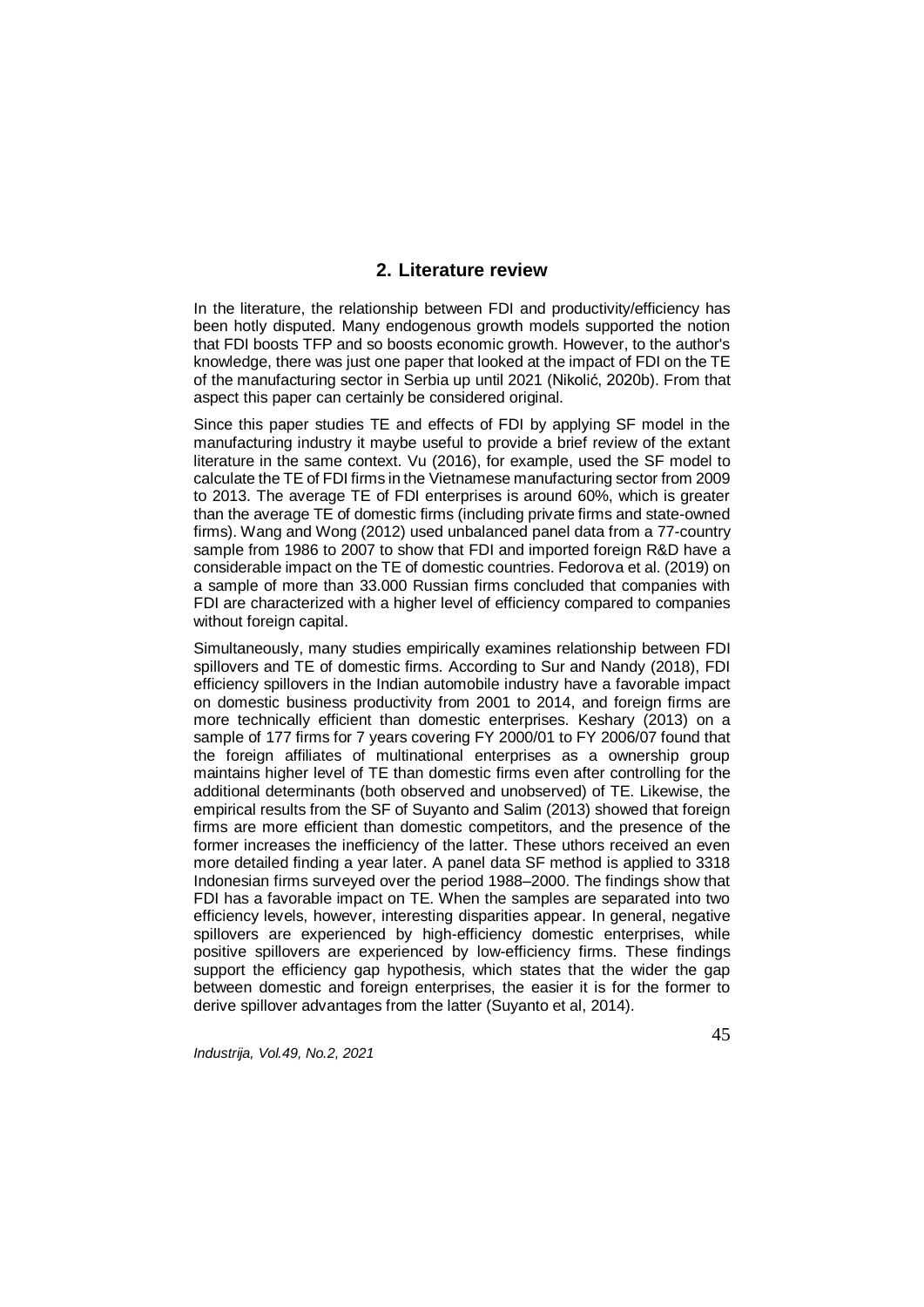## 2. Literature review

In the literature, the relationship between FDI and productivity/efficiency has been hotly disputed. Many endogenous growth models supported the notion that FDI boosts TFP and so boosts economic growth. However, to the author's knowledge, there was just one paper that looked at the impact of FDI on the TE of the manufacturing sector in Serbia up until 2021 (Nikolić, 2020b). From that aspect this paper can certainly be considered original.

Since this paper studies TE and effects of FDI by applying SF model in the manufacturing industry it maybe useful to provide a brief review of the extant literature in the same context. Vu (2016), for example, used the SF model to calculate the TE of FDI firms in the Vietnamese manufacturing sector from 2009 to 2013. The average TE of FDI enterprises is around 60%, which is greater than the average TE of domestic firms (including private firms and state-owned firms). Wang and Wong (2012) used unbalanced panel data from a 77-country sample from 1986 to 2007 to show that FDI and imported foreign R&D have a considerable impact on the TE of domestic countries. Fedorova et al. (2019) on a sample of more than 33.000 Russian firms concluded that companies with FDI are characterized with a higher level of efficiency compared to companies without foreign capital.

Simultaneously, many studies empirically examines relationship between FDI spillovers and TE of domestic firms. According to Sur and Nandy (2018), FDI efficiency spillovers in the Indian automobile industry have a favorable impact on domestic business productivity from 2001 to 2014, and foreign firms are more technically efficient than domestic enterprises. Keshary (2013) on a sample of 177 firms for 7 years covering FY 2000/01 to FY 2006/07 found that the foreign affiliates of multinational enterprises as a ownership group maintains higher level of TE than domestic firms even after controlling for the additional determinants (both observed and unobserved) of TE. Likewise, the empirical results from the SF of Suyanto and Salim (2013) showed that foreign firms are more efficient than domestic competitors, and the presence of the former increases the inefficiency of the latter. These uthors received an even more detailed finding a year later. A panel data SF method is applied to 3318 Indonesian firms surveyed over the period 1988–2000. The findings show that FDI has a favorable impact on TE. When the samples are separated into two efficiency levels, however, interesting disparities appear. In general, negative spillovers are experienced by high-efficiency domestic enterprises, while positive spillovers are experienced by low-efficiency firms. These findings support the efficiency gap hypothesis, which states that the wider the gap between domestic and foreign enterprises, the easier it is for the former to derive spillover advantages from the latter (Suyanto et al, 2014).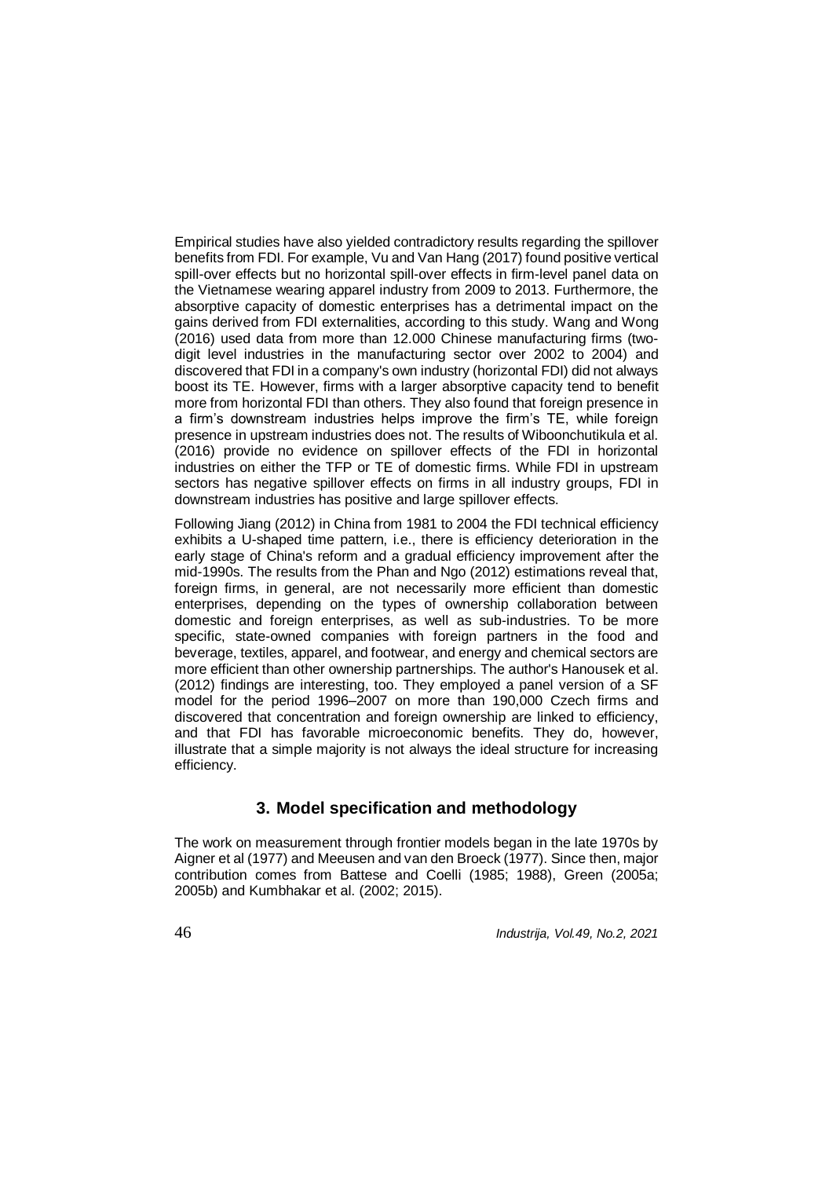Empirical studies have also yielded contradictory results regarding the spillover benefits from FDI. For example, Vu and Van Hang (2017) found positive vertical spill-over effects but no horizontal spill-over effects in firm-level panel data on the Vietnamese wearing apparel industry from 2009 to 2013. Furthermore, the absorptive capacity of domestic enterprises has a detrimental impact on the gains derived from FDI externalities, according to this study. Wang and Wong (2016) used data from more than 12.000 Chinese manufacturing firms (two-digit level industries in the manufacturing sector over 2002 to 2004) and discovered that FDI in a company's own industry (horizontal FDI) did not always boost its TE. However, firms with a larger absorptive capacity tend to benefit more from horizontal FDI than others. They also found that foreign presence in a firm's downstream industries helps improve the firm's TE, while foreign presence in upstream industries does not. The results of Wiboonchutikula et al. (2016) provide no evidence on spillover effects of the FDI in horizontal industries on either the TFP or TE of domestic firms. While FDI in upstream sectors has negative spillover effects on firms in all industry groups, FDI in downstream industries has positive and large spillover effects.

Following Jiang (2012) in China from 1981 to 2004 the FDI technical efficiency exhibits a U-shaped time pattern, i.e., there is efficiency deterioration in the early stage of China's reform and a gradual efficiency improvement after the mid-1990s. The results from the Phan and Ngo (2012) estimations reveal that, foreign firms, in general, are not necessarily more efficient than domestic enterprises, depending on the types of ownership collaboration between domestic and foreign enterprises, as well as sub-industries. To be more specific, state-owned companies with foreign partners in the food and beverage, textiles, apparel, and footwear, and energy and chemical sectors are more efficient than other ownership partnerships. The author's Hanousek et al. (2012) findings are interesting, too. They employed a panel version of a SF model for the period 1996–2007 on more than 190,000 Czech firms and discovered that concentration and foreign ownership are linked to efficiency, and that FDI has favorable microeconomic benefits. They do, however, illustrate that a simple majority is not always the ideal structure for increasing efficiency.

## 3. Model specification and methodology

The work on measurement through frontier models began in the late 1970s by Aigner et al (1977) and Meeusen and van den Broeck (1977). Since then, major contribution comes from Battese and Coelli (1985; 1988), Green (2005a; 2005b) and Kumbhakar et al. (2002; 2015).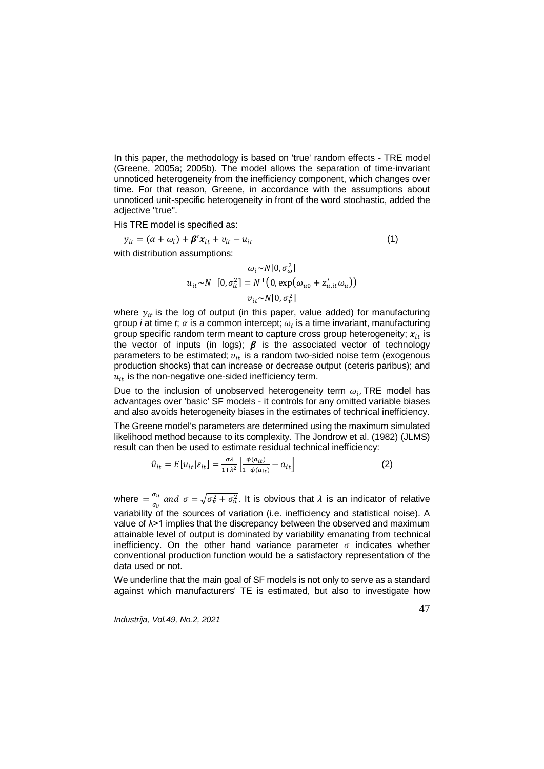In this paper, the methodology is based on 'true' random effects - TRE model (Greene, 2005a; 2005b). The model allows the separation of time-invariant unnoticed heterogeneity from the inefficiency component, which changes over time. For that reason, Greene, in accordance with the assumptions about unnoticed unit-specific heterogeneity in front of the word stochastic, added the adjective "true".

His TRE model is specified as:

$$y_{it} = (\alpha + \omega_i) + \boldsymbol{\beta}'\boldsymbol{x}_{it} + v_{it} - u_{it} \tag{1}$$

with distribution assumptions:

$$\omega_i \sim N[0, \sigma_\omega^2]$$
$$u_{it} \sim N^+[0, \sigma_{it}^2] = N^+\left(0, \exp\left(\omega_{u0} + z'_{u,it}\omega_u\right)\right)$$
$$v_{it} \sim N[0, \sigma_v^2]$$

where $y_{it}$ is the log of output (in this paper, value added) for manufacturing group *i* at time *t*; $\alpha$ is a common intercept; $\omega_i$ is a time invariant, manufacturing group specific random term meant to capture cross group heterogeneity; $\boldsymbol{x}_{it}$ is the vector of inputs (in logs); $\boldsymbol{\beta}$ is the associated vector of technology parameters to be estimated; $v_{it}$ is a random two-sided noise term (exogenous production shocks) that can increase or decrease output (ceteris paribus); and $u_{it}$ is the non-negative one-sided inefficiency term.

Due to the inclusion of unobserved heterogeneity term $\omega_i$, TRE model has advantages over 'basic' SF models - it controls for any omitted variable biases and also avoids heterogeneity biases in the estimates of technical inefficiency.

The Greene model's parameters are determined using the maximum simulated likelihood method because to its complexity. The Jondrow et al. (1982) (JLMS) result can then be used to estimate residual technical inefficiency:

$$\hat{u}_{it} = E[u_{it}|\varepsilon_{it}] = \frac{\sigma\lambda}{1+\lambda^2}\left[\frac{\phi(a_{it})}{1-\phi(a_{it})} - a_{it}\right] \tag{2}$$

where $= \frac{\sigma_u}{\sigma_v}$ *and* $\sigma = \sqrt{\sigma_v^2 + \sigma_u^2}$. It is obvious that $\lambda$ is an indicator of relative variability of the sources of variation (i.e. inefficiency and statistical noise). A value of λ>1 implies that the discrepancy between the observed and maximum attainable level of output is dominated by variability emanating from technical inefficiency. On the other hand variance parameter $\sigma$ indicates whether conventional production function would be a satisfactory representation of the data used or not.

We underline that the main goal of SF models is not only to serve as a standard against which manufacturers' TE is estimated, but also to investigate how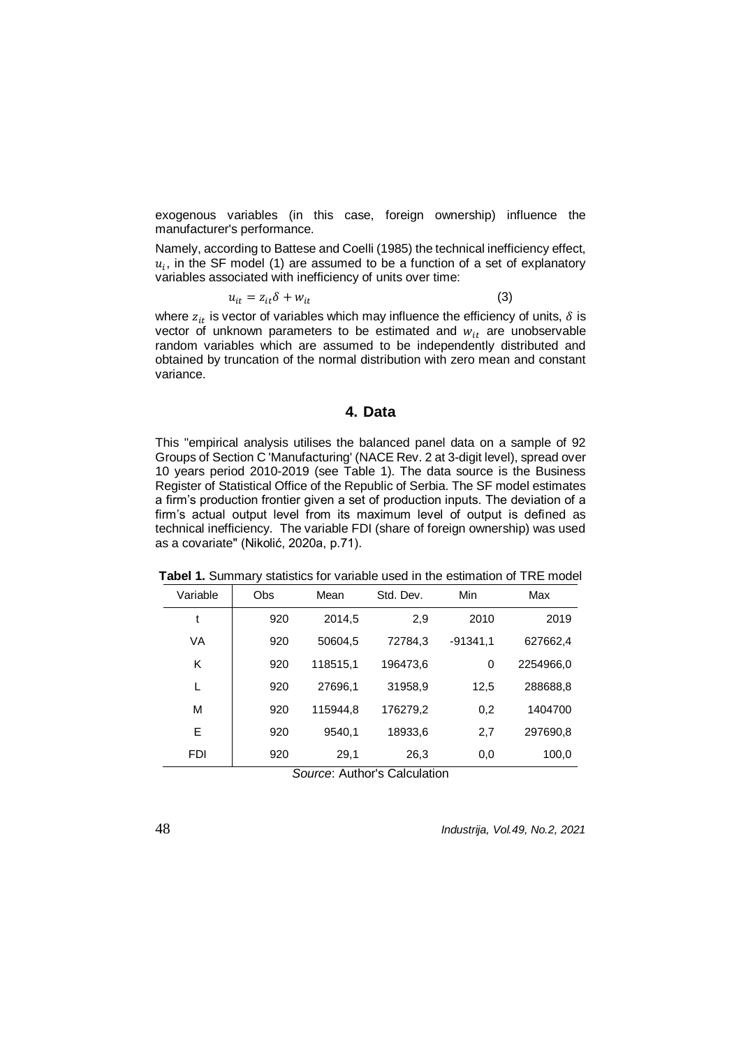exogenous variables (in this case, foreign ownership) influence the manufacturer's performance.

Namely, according to Battese and Coelli (1985) the technical inefficiency effect, $u_i$, in the SF model (1) are assumed to be a function of a set of explanatory variables associated with inefficiency of units over time:

$$u_{it} = z_{it}\delta + w_{it} \tag{3}$$

where $z_{it}$ is vector of variables which may influence the efficiency of units, $\delta$ is vector of unknown parameters to be estimated and $w_{it}$ are unobservable random variables which are assumed to be independently distributed and obtained by truncation of the normal distribution with zero mean and constant variance.

## 4. Data

This "empirical analysis utilises the balanced panel data on a sample of 92 Groups of Section C 'Manufacturing' (NACE Rev. 2 at 3-digit level), spread over 10 years period 2010-2019 (see Table 1). The data source is the Business Register of Statistical Office of the Republic of Serbia. The SF model estimates a firm's production frontier given a set of production inputs. The deviation of a firm's actual output level from its maximum level of output is defined as technical inefficiency. The variable FDI (share of foreign ownership) was used as a covariate" (Nikolić, 2020a, p.71).

**Tabel 1.** Summary statistics for variable used in the estimation of TRE model

| Variable | Obs | Mean | Std. Dev. | Min | Max |
|---|---|---|---|---|---|
| t | 920 | 2014,5 | 2,9 | 2010 | 2019 |
| VA | 920 | 50604,5 | 72784,3 | -91341,1 | 627662,4 |
| K | 920 | 118515,1 | 196473,6 | 0 | 2254966,0 |
| L | 920 | 27696,1 | 31958,9 | 12,5 | 288688,8 |
| M | 920 | 115944,8 | 176279,2 | 0,2 | 1404700 |
| E | 920 | 9540,1 | 18933,6 | 2,7 | 297690,8 |
| FDI | 920 | 29,1 | 26,3 | 0,0 | 100,0 |

*Source*: Author's Calculation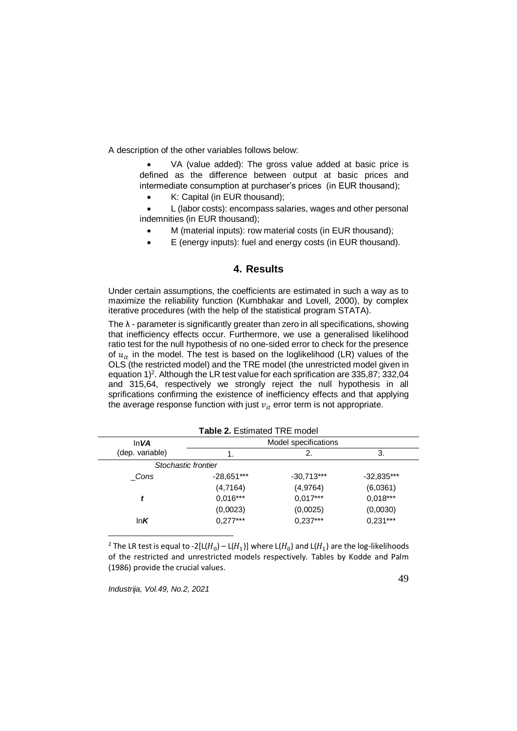A description of the other variables follows below:

- VA (value added): The gross value added at basic price is defined as the difference between output at basic prices and intermediate consumption at purchaser's prices (in EUR thousand);
- K: Capital (in EUR thousand);
- L (labor costs): encompass salaries, wages and other personal indemnities (in EUR thousand);
- M (material inputs): row material costs (in EUR thousand);
- E (energy inputs): fuel and energy costs (in EUR thousand).

## 4. Results

Under certain assumptions, the coefficients are estimated in such a way as to maximize the reliability function (Kumbhakar and Lovell, 2000), by complex iterative procedures (with the help of the statistical program STATA).

The λ - parameter is significantly greater than zero in all specifications, showing that inefficiency effects occur. Furthermore, we use a generalised likelihood ratio test for the null hypothesis of no one-sided error to check for the presence of $u_{it}$ in the model. The test is based on the loglikelihood (LR) values of the OLS (the restricted model) and the TRE model (the unrestricted model given in equation 1)[2]. Although the LR test value for each sprification are 335,87; 332,04 and 315,64, respectively we strongly reject the null hypothesis in all sprifications confirming the existence of inefficiency effects and that applying the average response function with just $v_{it}$ error term is not appropriate.

**Table 2.** Estimated TRE model

| ln*VA* (dep. variable) | Model specifications | | |
|---|---|---|---|
| | 1. | 2. | 3. |
| *Stochastic frontier* | | | |
| *_Cons* | -28,651*** | -30,713*** | -32,835*** |
| | (4,7164) | (4,9764) | (6,0361) |
| ***t*** | 0,016*** | 0,017*** | 0,018*** |
| | (0,0023) | (0,0025) | (0,0030) |
| ln***K*** | 0,277*** | 0,237*** | 0,231*** |

[2] The LR test is equal to $-2[L(H_0) - L(H_1)]$ where $L(H_0)$ and $L(H_1)$ are the log-likelihoods of the restricted and unrestricted models respectively. Tables by Kodde and Palm (1986) provide the crucial values.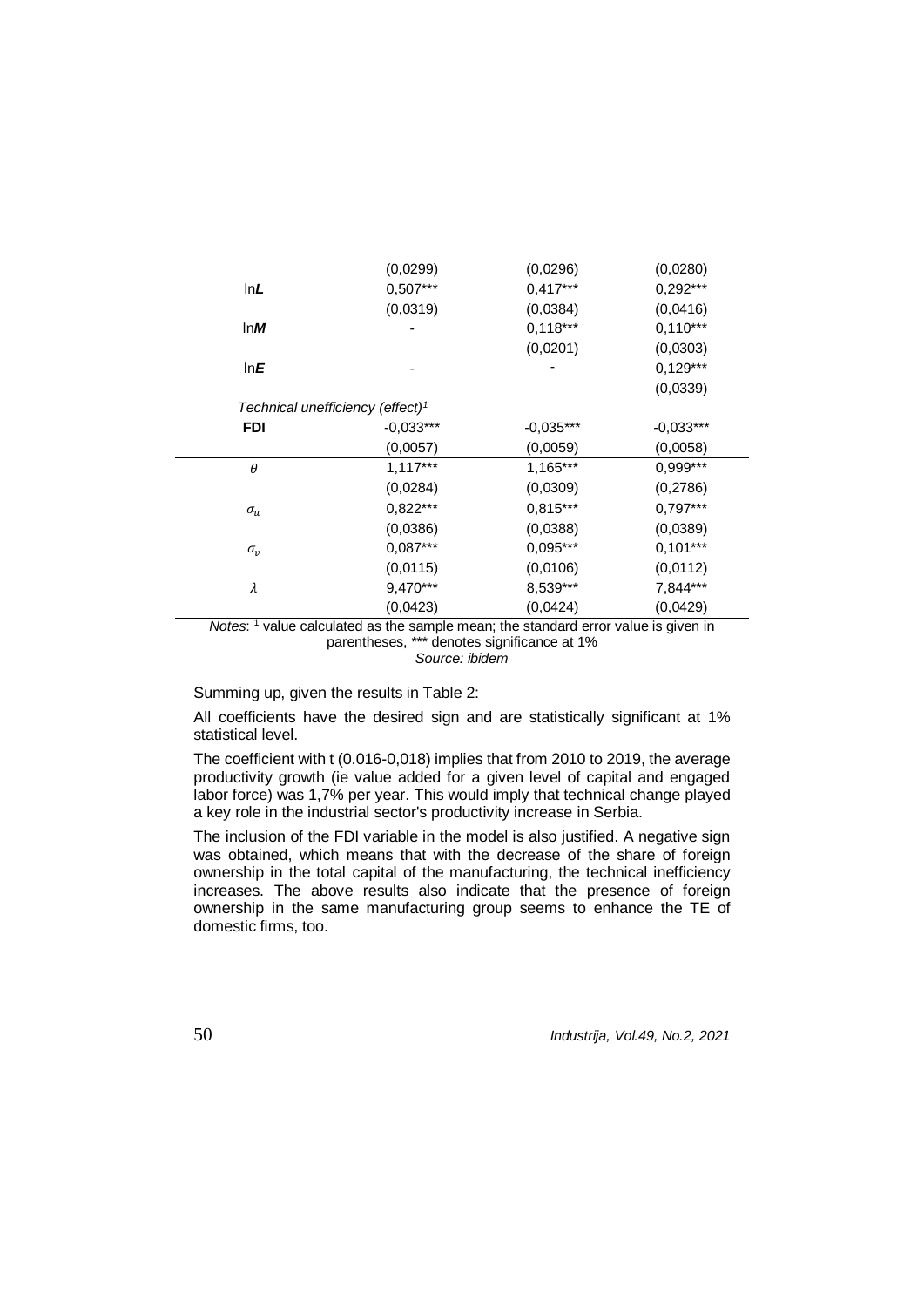|  |  |  |  |
|---|---|---|---|
|  | (0,0299) | (0,0296) | (0,0280) |
| ln***L*** | 0,507*** | 0,417*** | 0,292*** |
|  | (0,0319) | (0,0384) | (0,0416) |
| ln***M*** | - | 0,118*** | 0,110*** |
|  |  | (0,0201) | (0,0303) |
| ln***E*** | - | - | 0,129*** |
|  |  |  | (0,0339) |
| *Technical unefficiency (effect)*[1] |  |  |  |
| **FDI** | -0,033*** | -0,035*** | -0,033*** |
|  | (0,0057) | (0,0059) | (0,0058) |
| $\theta$ | 1,117*** | 1,165*** | 0,999*** |
|  | (0,0284) | (0,0309) | (0,2786) |
| $\sigma_u$ | 0,822*** | 0,815*** | 0,797*** |
|  | (0,0386) | (0,0388) | (0,0389) |
| $\sigma_v$ | 0,087*** | 0,095*** | 0,101*** |
|  | (0,0115) | (0,0106) | (0,0112) |
| $\lambda$ | 9,470*** | 8,539*** | 7,844*** |
|  | (0,0423) | (0,0424) | (0,0429) |

*Notes*: [1] value calculated as the sample mean; the standard error value is given in parentheses, *** denotes significance at 1%

*Source: ibidem*

Summing up, given the results in Table 2:

All coefficients have the desired sign and are statistically significant at 1% statistical level.

The coefficient with t (0.016-0,018) implies that from 2010 to 2019, the average productivity growth (ie value added for a given level of capital and engaged labor force) was 1,7% per year. This would imply that technical change played a key role in the industrial sector's productivity increase in Serbia.

The inclusion of the FDI variable in the model is also justified. A negative sign was obtained, which means that with the decrease of the share of foreign ownership in the total capital of the manufacturing, the technical inefficiency increases. The above results also indicate that the presence of foreign ownership in the same manufacturing group seems to enhance the TE of domestic firms, too.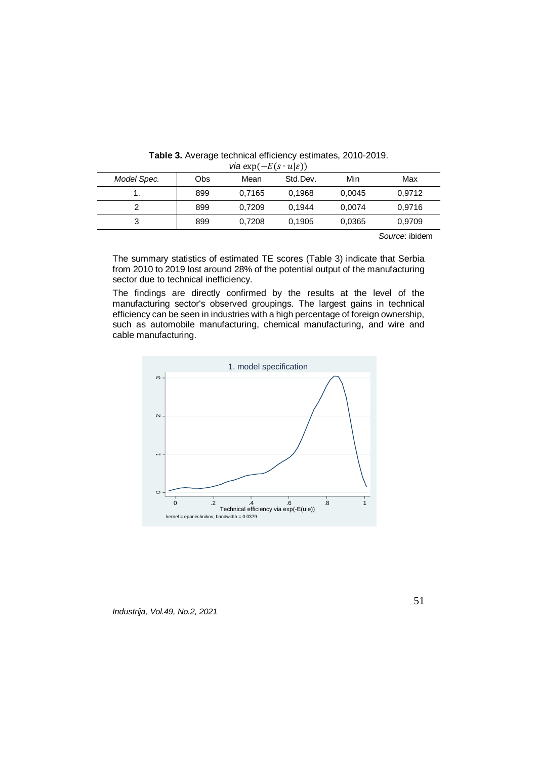**Table 3.** Average technical efficiency estimates, 2010-2019.
*via* $\exp(-E(s \cdot u|\varepsilon))$

| *Model Spec.* | Obs | Mean | Std.Dev. | Min | Max |
|---|---|---|---|---|---|
| 1. | 899 | 0,7165 | 0,1968 | 0,0045 | 0,9712 |
| 2 | 899 | 0,7209 | 0,1944 | 0,0074 | 0,9716 |
| 3 | 899 | 0,7208 | 0,1905 | 0,0365 | 0,9709 |

*Source*: ibidem

The summary statistics of estimated TE scores (Table 3) indicate that Serbia from 2010 to 2019 lost around 28% of the potential output of the manufacturing sector due to technical inefficiency.

The findings are directly confirmed by the results at the level of the manufacturing sector's observed groupings. The largest gains in technical efficiency can be seen in industries with a high percentage of foreign ownership, such as automobile manufacturing, chemical manufacturing, and wire and cable manufacturing.

1. model specification

Technical efficiency via exp(-E(u|e))

kernel = epanechnikov, bandwidth = 0.0379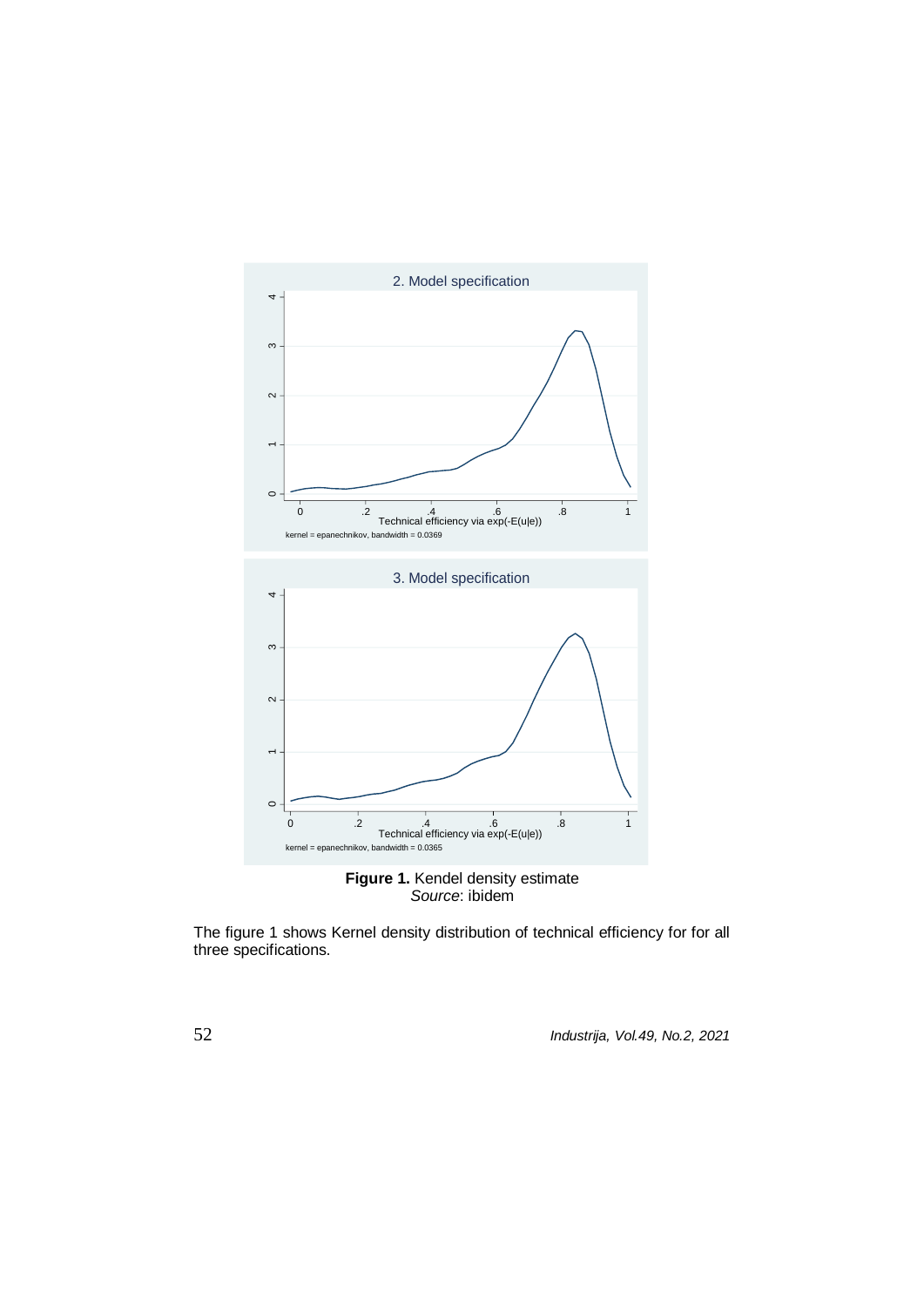**Figure 1.** Kendel density estimate
*Source*: ibidem

The figure 1 shows Kernel density distribution of technical efficiency for for all three specifications.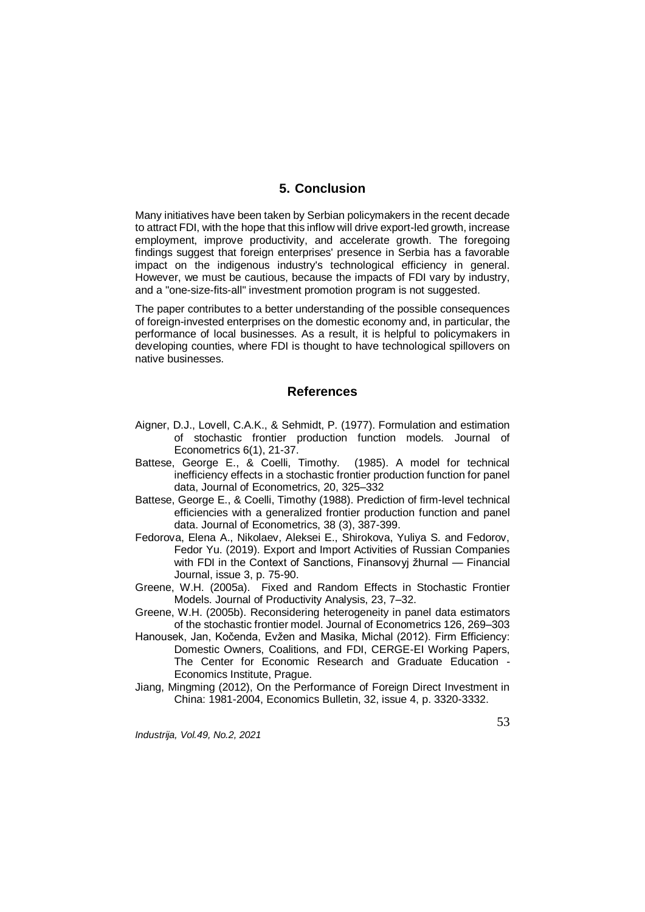## 5. Conclusion

Many initiatives have been taken by Serbian policymakers in the recent decade to attract FDI, with the hope that this inflow will drive export-led growth, increase employment, improve productivity, and accelerate growth. The foregoing findings suggest that foreign enterprises' presence in Serbia has a favorable impact on the indigenous industry's technological efficiency in general. However, we must be cautious, because the impacts of FDI vary by industry, and a "one-size-fits-all" investment promotion program is not suggested.

The paper contributes to a better understanding of the possible consequences of foreign-invested enterprises on the domestic economy and, in particular, the performance of local businesses. As a result, it is helpful to policymakers in developing counties, where FDI is thought to have technological spillovers on native businesses.

## References

Aigner, D.J., Lovell, C.A.K., & Sehmidt, P. (1977). Formulation and estimation of stochastic frontier production function models. Journal of Econometrics 6(1), 21-37.

Battese, George E., & Coelli, Timothy. (1985). A model for technical inefficiency effects in a stochastic frontier production function for panel data, Journal of Econometrics, 20, 325–332

Battese, George E., & Coelli, Timothy (1988). Prediction of firm-level technical efficiencies with a generalized frontier production function and panel data. Journal of Econometrics, 38 (3), 387-399.

Fedorova, Elena A., Nikolaev, Aleksei E., Shirokova, Yuliya S. and Fedorov, Fedor Yu. (2019). Export and Import Activities of Russian Companies with FDI in the Context of Sanctions, Finansovyj žhurnal — Financial Journal, issue 3, p. 75-90.

Greene, W.H. (2005a). Fixed and Random Effects in Stochastic Frontier Models. Journal of Productivity Analysis, 23, 7–32.

Greene, W.H. (2005b). Reconsidering heterogeneity in panel data estimators of the stochastic frontier model. Journal of Econometrics 126, 269–303

Hanousek, Jan, Kočenda, Evžen and Masika, Michal (2012). Firm Efficiency: Domestic Owners, Coalitions, and FDI, CERGE-EI Working Papers, The Center for Economic Research and Graduate Education - Economics Institute, Prague.

Jiang, Mingming (2012), On the Performance of Foreign Direct Investment in China: 1981-2004, Economics Bulletin, 32, issue 4, p. 3320-3332.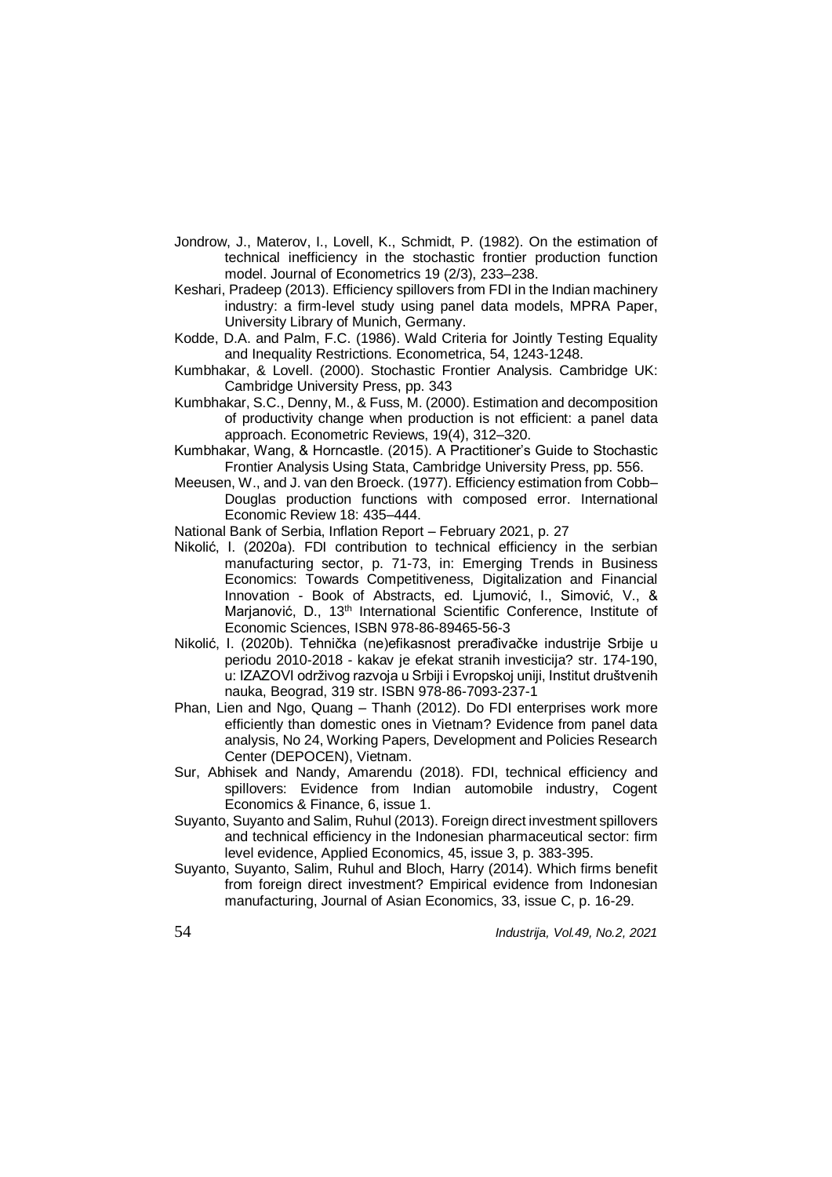Jondrow, J., Materov, I., Lovell, K., Schmidt, P. (1982). On the estimation of technical inefficiency in the stochastic frontier production function model. Journal of Econometrics 19 (2/3), 233–238.

Keshari, Pradeep (2013). Efficiency spillovers from FDI in the Indian machinery industry: a firm-level study using panel data models, MPRA Paper, University Library of Munich, Germany.

Kodde, D.A. and Palm, F.C. (1986). Wald Criteria for Jointly Testing Equality and Inequality Restrictions. Econometrica, 54, 1243-1248.

Kumbhakar, & Lovell. (2000). Stochastic Frontier Analysis. Cambridge UK: Cambridge University Press, pp. 343

Kumbhakar, S.C., Denny, M., & Fuss, M. (2000). Estimation and decomposition of productivity change when production is not efficient: a panel data approach. Econometric Reviews, 19(4), 312–320.

Kumbhakar, Wang, & Horncastle. (2015). A Practitioner's Guide to Stochastic Frontier Analysis Using Stata, Cambridge University Press, pp. 556.

Meeusen, W., and J. van den Broeck. (1977). Efficiency estimation from Cobb–Douglas production functions with composed error. International Economic Review 18: 435–444.

National Bank of Serbia, Inflation Report – February 2021, p. 27

Nikolić, I. (2020a). FDI contribution to technical efficiency in the serbian manufacturing sector, p. 71-73, in: Emerging Trends in Business Economics: Towards Competitiveness, Digitalization and Financial Innovation - Book of Abstracts, ed. Ljumović, I., Simović, V., & Marjanović, D., 13th International Scientific Conference, Institute of Economic Sciences, ISBN 978-86-89465-56-3

Nikolić, I. (2020b). Tehnička (ne)efikasnost prerađivačke industrije Srbije u periodu 2010-2018 - kakav je efekat stranih investicija? str. 174-190, u: IZAZOVI održivog razvoja u Srbiji i Evropskoj uniji, Institut društvenih nauka, Beograd, 319 str. ISBN 978-86-7093-237-1

Phan, Lien and Ngo, Quang – Thanh (2012). Do FDI enterprises work more efficiently than domestic ones in Vietnam? Evidence from panel data analysis, No 24, Working Papers, Development and Policies Research Center (DEPOCEN), Vietnam.

Sur, Abhisek and Nandy, Amarendu (2018). FDI, technical efficiency and spillovers: Evidence from Indian automobile industry, Cogent Economics & Finance, 6, issue 1.

Suyanto, Suyanto and Salim, Ruhul (2013). Foreign direct investment spillovers and technical efficiency in the Indonesian pharmaceutical sector: firm level evidence, Applied Economics, 45, issue 3, p. 383-395.

Suyanto, Suyanto, Salim, Ruhul and Bloch, Harry (2014). Which firms benefit from foreign direct investment? Empirical evidence from Indonesian manufacturing, Journal of Asian Economics, 33, issue C, p. 16-29.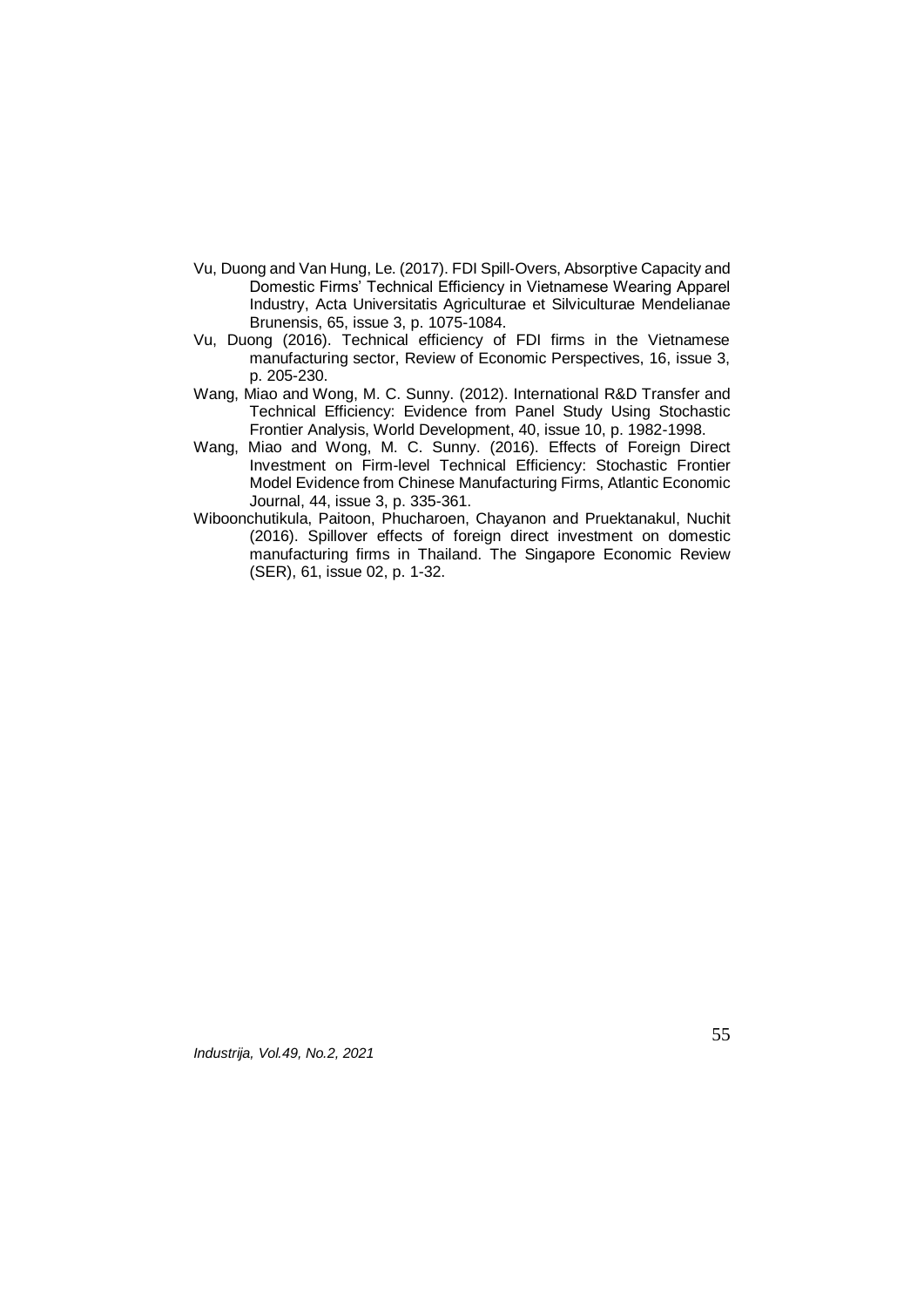Vu, Duong and Van Hung, Le. (2017). FDI Spill-Overs, Absorptive Capacity and Domestic Firms' Technical Efficiency in Vietnamese Wearing Apparel Industry, Acta Universitatis Agriculturae et Silviculturae Mendelianae Brunensis, 65, issue 3, p. 1075-1084.

Vu, Duong (2016). Technical efficiency of FDI firms in the Vietnamese manufacturing sector, Review of Economic Perspectives, 16, issue 3, p. 205-230.

Wang, Miao and Wong, M. C. Sunny. (2012). International R&D Transfer and Technical Efficiency: Evidence from Panel Study Using Stochastic Frontier Analysis, World Development, 40, issue 10, p. 1982-1998.

Wang, Miao and Wong, M. C. Sunny. (2016). Effects of Foreign Direct Investment on Firm-level Technical Efficiency: Stochastic Frontier Model Evidence from Chinese Manufacturing Firms, Atlantic Economic Journal, 44, issue 3, p. 335-361.

Wiboonchutikula, Paitoon, Phucharoen, Chayanon and Pruektanakul, Nuchit (2016). Spillover effects of foreign direct investment on domestic manufacturing firms in Thailand. The Singapore Economic Review (SER), 61, issue 02, p. 1-32.